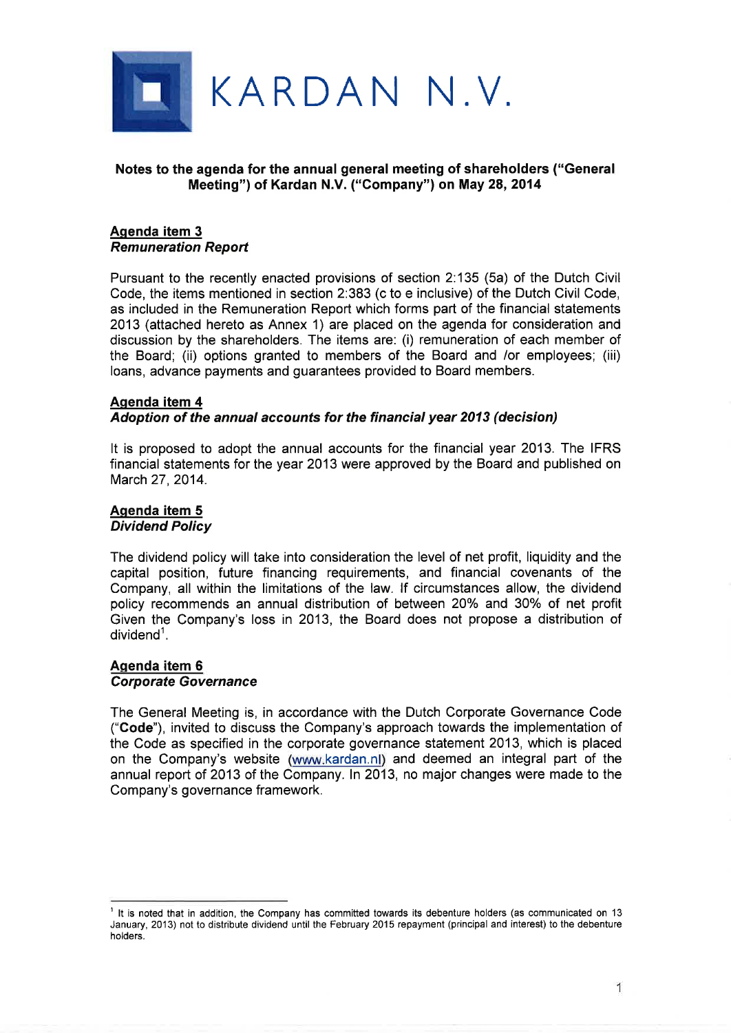# KARDAN N.V.

**Notes to the agenda for the annual general meeting of shareholders ("General Meeting") of Kardan N.V. ("Company") on May 28, 2014**

## Agenda item 3
***Remuneration Report***

Pursuant to the recently enacted provisions of section 2:135 (5a) of the Dutch Civil Code, the items mentioned in section 2:383 (c to e inclusive) of the Dutch Civil Code, as included in the Remuneration Report which forms part of the financial statements 2013 (attached hereto as Annex 1) are placed on the agenda for consideration and discussion by the shareholders. The items are: (i) remuneration of each member of the Board; (ii) options granted to members of the Board and /or employees; (iii) loans, advance payments and guarantees provided to Board members.

## Agenda item 4
***Adoption of the annual accounts for the financial year 2013 (decision)***

It is proposed to adopt the annual accounts for the financial year 2013. The IFRS financial statements for the year 2013 were approved by the Board and published on March 27, 2014.

## Agenda item 5
***Dividend Policy***

The dividend policy will take into consideration the level of net profit, liquidity and the capital position, future financing requirements, and financial covenants of the Company, all within the limitations of the law. If circumstances allow, the dividend policy recommends an annual distribution of between 20% and 30% of net profit Given the Company's loss in 2013, the Board does not propose a distribution of dividend[1].

## Agenda item 6
***Corporate Governance***

The General Meeting is, in accordance with the Dutch Corporate Governance Code ("**Code**"), invited to discuss the Company's approach towards the implementation of the Code as specified in the corporate governance statement 2013, which is placed on the Company's website (www.kardan.nl) and deemed an integral part of the annual report of 2013 of the Company. In 2013, no major changes were made to the Company's governance framework.

---

[1] It is noted that in addition, the Company has committed towards its debenture holders (as communicated on 13 January, 2013) not to distribute dividend until the February 2015 repayment (principal and interest) to the debenture holders.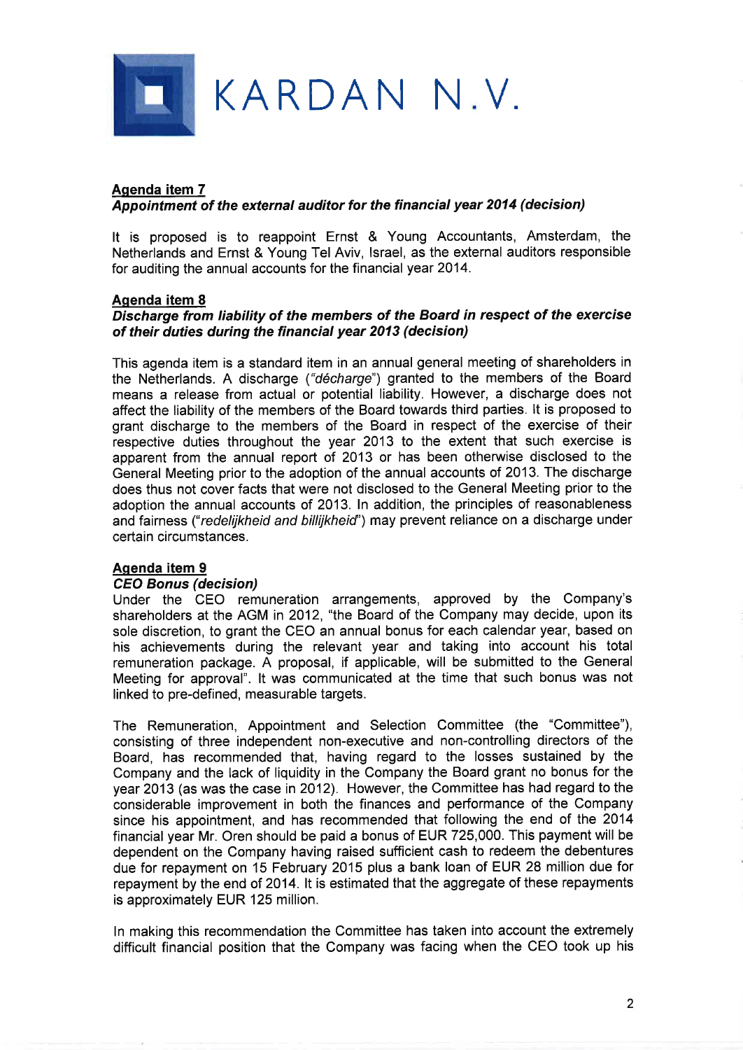# KARDAN N.V.

**Agenda item 7**

***Appointment of the external auditor for the financial year 2014 (decision)***

It is proposed is to reappoint Ernst & Young Accountants, Amsterdam, the Netherlands and Ernst & Young Tel Aviv, Israel, as the external auditors responsible for auditing the annual accounts for the financial year 2014.

**Agenda item 8**

***Discharge from liability of the members of the Board in respect of the exercise of their duties during the financial year 2013 (decision)***

This agenda item is a standard item in an annual general meeting of shareholders in the Netherlands. A discharge ("*décharge*") granted to the members of the Board means a release from actual or potential liability. However, a discharge does not affect the liability of the members of the Board towards third parties. It is proposed to grant discharge to the members of the Board in respect of the exercise of their respective duties throughout the year 2013 to the extent that such exercise is apparent from the annual report of 2013 or has been otherwise disclosed to the General Meeting prior to the adoption of the annual accounts of 2013. The discharge does thus not cover facts that were not disclosed to the General Meeting prior to the adoption the annual accounts of 2013. In addition, the principles of reasonableness and fairness ("*redelijkheid and billijkheid*") may prevent reliance on a discharge under certain circumstances.

**Agenda item 9**

***CEO Bonus (decision)***

Under the CEO remuneration arrangements, approved by the Company's shareholders at the AGM in 2012, "the Board of the Company may decide, upon its sole discretion, to grant the CEO an annual bonus for each calendar year, based on his achievements during the relevant year and taking into account his total remuneration package. A proposal, if applicable, will be submitted to the General Meeting for approval". It was communicated at the time that such bonus was not linked to pre-defined, measurable targets.

The Remuneration, Appointment and Selection Committee (the "Committee"), consisting of three independent non-executive and non-controlling directors of the Board, has recommended that, having regard to the losses sustained by the Company and the lack of liquidity in the Company the Board grant no bonus for the year 2013 (as was the case in 2012). However, the Committee has had regard to the considerable improvement in both the finances and performance of the Company since his appointment, and has recommended that following the end of the 2014 financial year Mr. Oren should be paid a bonus of EUR 725,000. This payment will be dependent on the Company having raised sufficient cash to redeem the debentures due for repayment on 15 February 2015 plus a bank loan of EUR 28 million due for repayment by the end of 2014. It is estimated that the aggregate of these repayments is approximately EUR 125 million.

In making this recommendation the Committee has taken into account the extremely difficult financial position that the Company was facing when the CEO took up his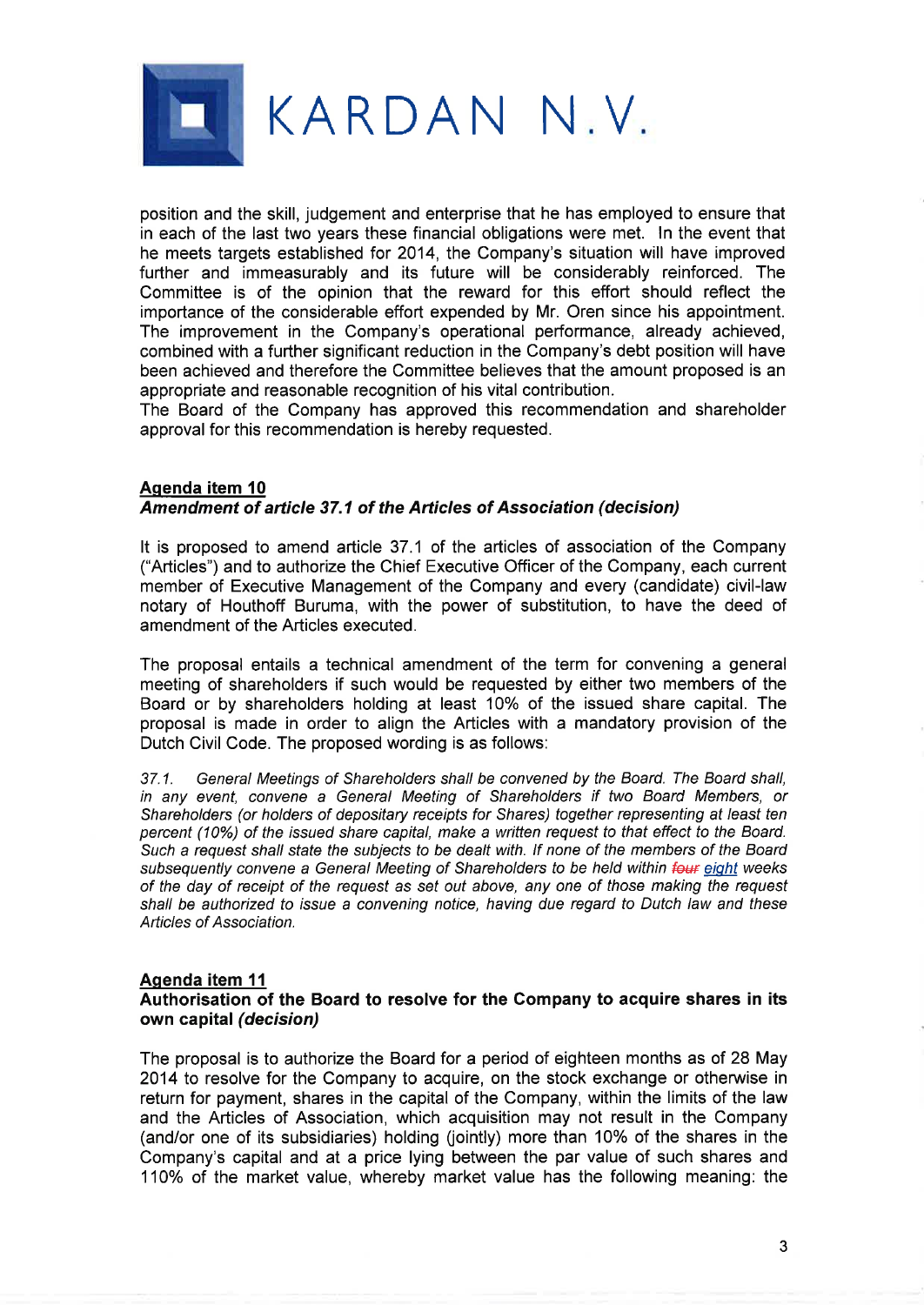position and the skill, judgement and enterprise that he has employed to ensure that in each of the last two years these financial obligations were met. In the event that he meets targets established for 2014, the Company's situation will have improved further and immeasurably and its future will be considerably reinforced. The Committee is of the opinion that the reward for this effort should reflect the importance of the considerable effort expended by Mr. Oren since his appointment. The improvement in the Company's operational performance, already achieved, combined with a further significant reduction in the Company's debt position will have been achieved and therefore the Committee believes that the amount proposed is an appropriate and reasonable recognition of his vital contribution.
The Board of the Company has approved this recommendation and shareholder approval for this recommendation is hereby requested.

## Agenda item 10
### *Amendment of article 37.1 of the Articles of Association (decision)*

It is proposed to amend article 37.1 of the articles of association of the Company ("Articles") and to authorize the Chief Executive Officer of the Company, each current member of Executive Management of the Company and every (candidate) civil-law notary of Houthoff Buruma, with the power of substitution, to have the deed of amendment of the Articles executed.

The proposal entails a technical amendment of the term for convening a general meeting of shareholders if such would be requested by either two members of the Board or by shareholders holding at least 10% of the issued share capital. The proposal is made in order to align the Articles with a mandatory provision of the Dutch Civil Code. The proposed wording is as follows:

*37.1. General Meetings of Shareholders shall be convened by the Board. The Board shall, in any event, convene a General Meeting of Shareholders if two Board Members, or Shareholders (or holders of depositary receipts for Shares) together representing at least ten percent (10%) of the issued share capital, make a written request to that effect to the Board. Such a request shall state the subjects to be dealt with. If none of the members of the Board subsequently convene a General Meeting of Shareholders to be held within ~~four~~ eight weeks of the day of receipt of the request as set out above, any one of those making the request shall be authorized to issue a convening notice, having due regard to Dutch law and these Articles of Association.*

## Agenda item 11
### Authorisation of the Board to resolve for the Company to acquire shares in its own capital *(decision)*

The proposal is to authorize the Board for a period of eighteen months as of 28 May 2014 to resolve for the Company to acquire, on the stock exchange or otherwise in return for payment, shares in the capital of the Company, within the limits of the law and the Articles of Association, which acquisition may not result in the Company (and/or one of its subsidiaries) holding (jointly) more than 10% of the shares in the Company's capital and at a price lying between the par value of such shares and 110% of the market value, whereby market value has the following meaning: the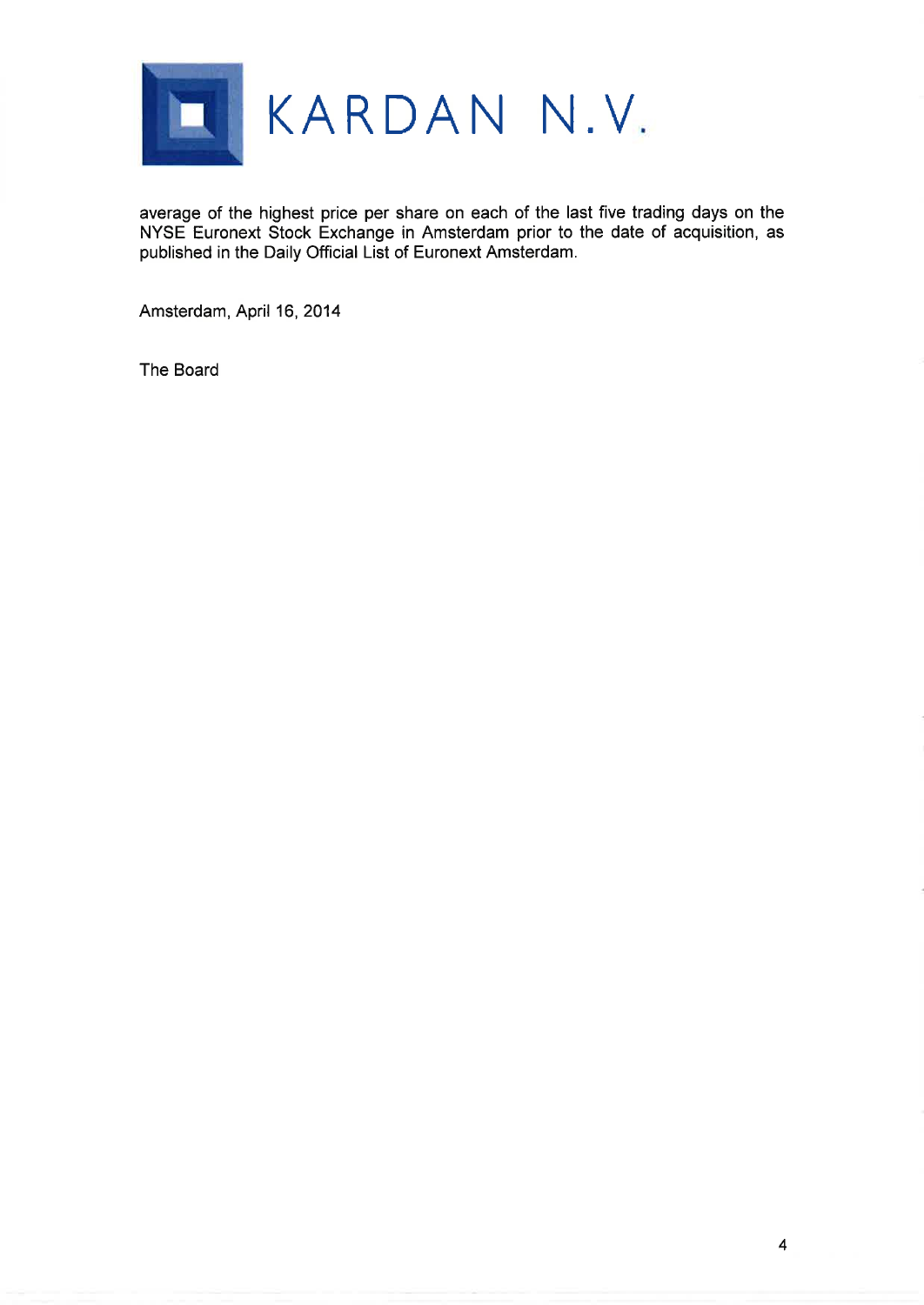average of the highest price per share on each of the last five trading days on the NYSE Euronext Stock Exchange in Amsterdam prior to the date of acquisition, as published in the Daily Official List of Euronext Amsterdam.

Amsterdam, April 16, 2014

The Board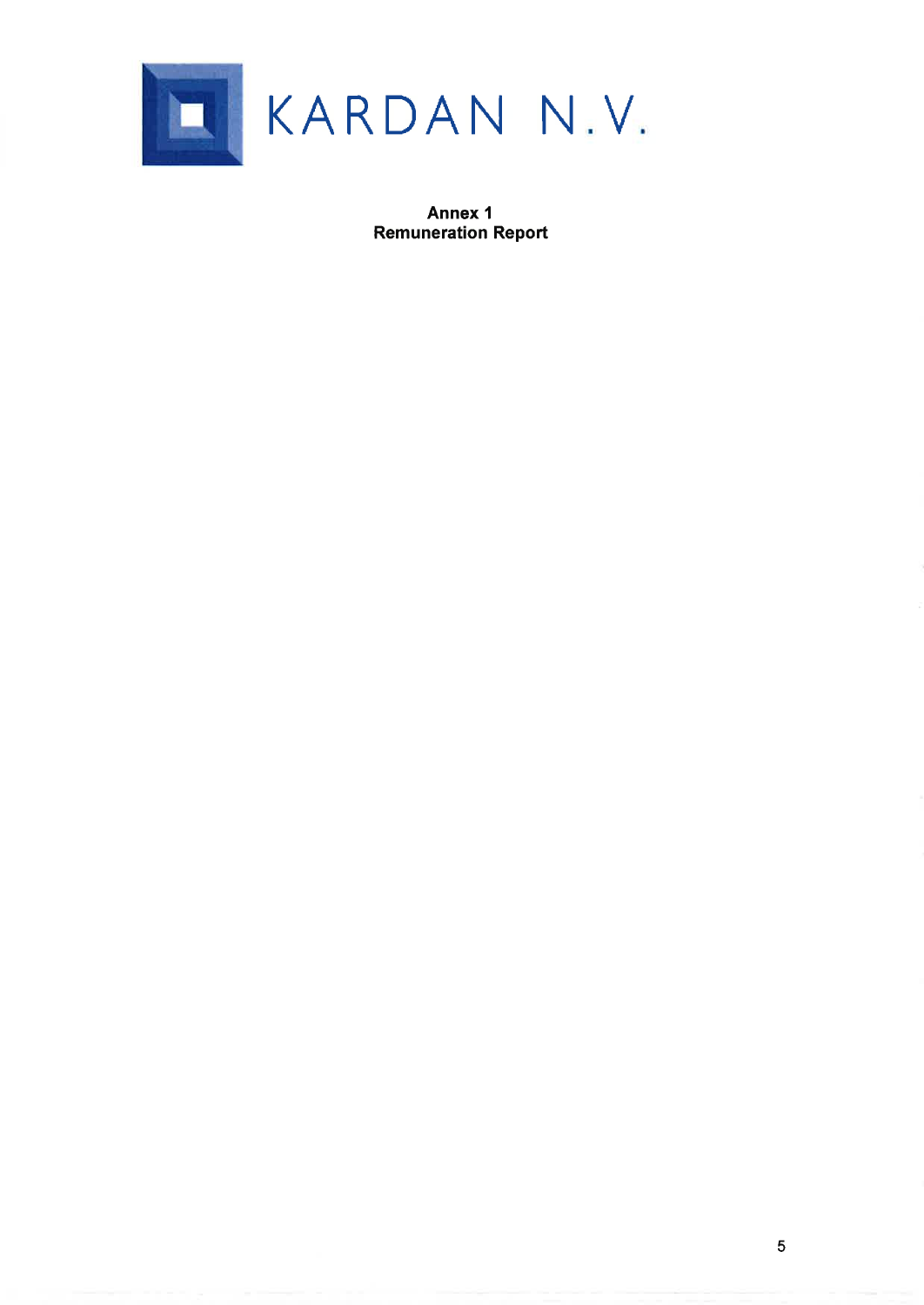KARDAN N.V.

**Annex 1**
**Remuneration Report**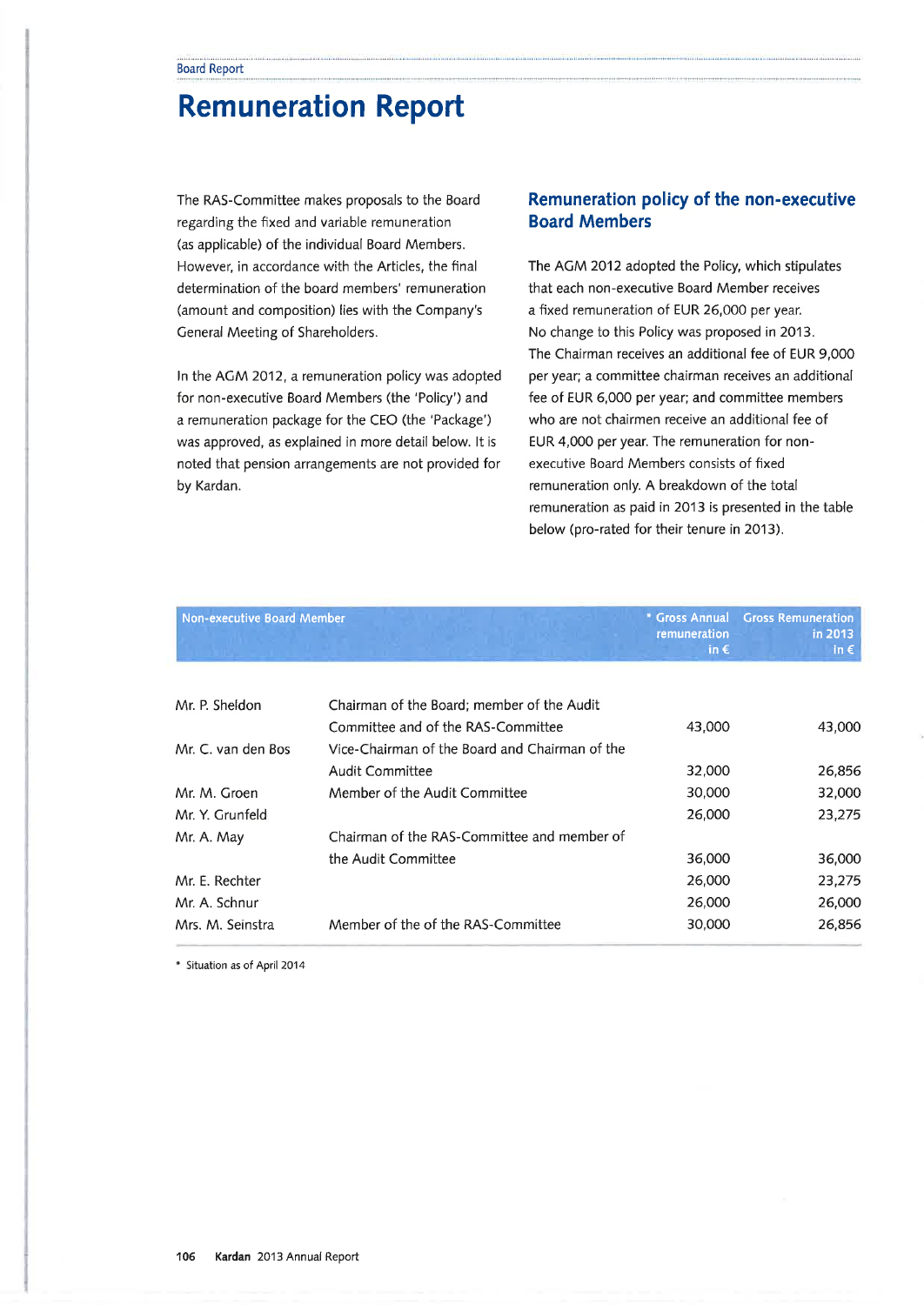# Remuneration Report

The RAS-Committee makes proposals to the Board regarding the fixed and variable remuneration (as applicable) of the individual Board Members. However, in accordance with the Articles, the final determination of the board members' remuneration (amount and composition) lies with the Company's General Meeting of Shareholders.

In the AGM 2012, a remuneration policy was adopted for non-executive Board Members (the 'Policy') and a remuneration package for the CEO (the 'Package') was approved, as explained in more detail below. It is noted that pension arrangements are not provided for by Kardan.

## Remuneration policy of the non-executive Board Members

The AGM 2012 adopted the Policy, which stipulates that each non-executive Board Member receives a fixed remuneration of EUR 26,000 per year. No change to this Policy was proposed in 2013. The Chairman receives an additional fee of EUR 9,000 per year; a committee chairman receives an additional fee of EUR 6,000 per year; and committee members who are not chairmen receive an additional fee of EUR 4,000 per year. The remuneration for non-executive Board Members consists of fixed remuneration only. A breakdown of the total remuneration as paid in 2013 is presented in the table below (pro-rated for their tenure in 2013).

| Non-executive Board Member | | * Gross Annual remuneration in € | Gross Remuneration in 2013 in € |
|---|---|---|---|
| Mr. P. Sheldon | Chairman of the Board; member of the Audit Committee and of the RAS-Committee | 43,000 | 43,000 |
| Mr. C. van den Bos | Vice-Chairman of the Board and Chairman of the Audit Committee | 32,000 | 26,856 |
| Mr. M. Groen | Member of the Audit Committee | 30,000 | 32,000 |
| Mr. Y. Grunfeld | | 26,000 | 23,275 |
| Mr. A. May | Chairman of the RAS-Committee and member of the Audit Committee | 36,000 | 36,000 |
| Mr. E. Rechter | | 26,000 | 23,275 |
| Mr. A. Schnur | | 26,000 | 26,000 |
| Mrs. M. Seinstra | Member of the of the RAS-Committee | 30,000 | 26,856 |

* Situation as of April 2014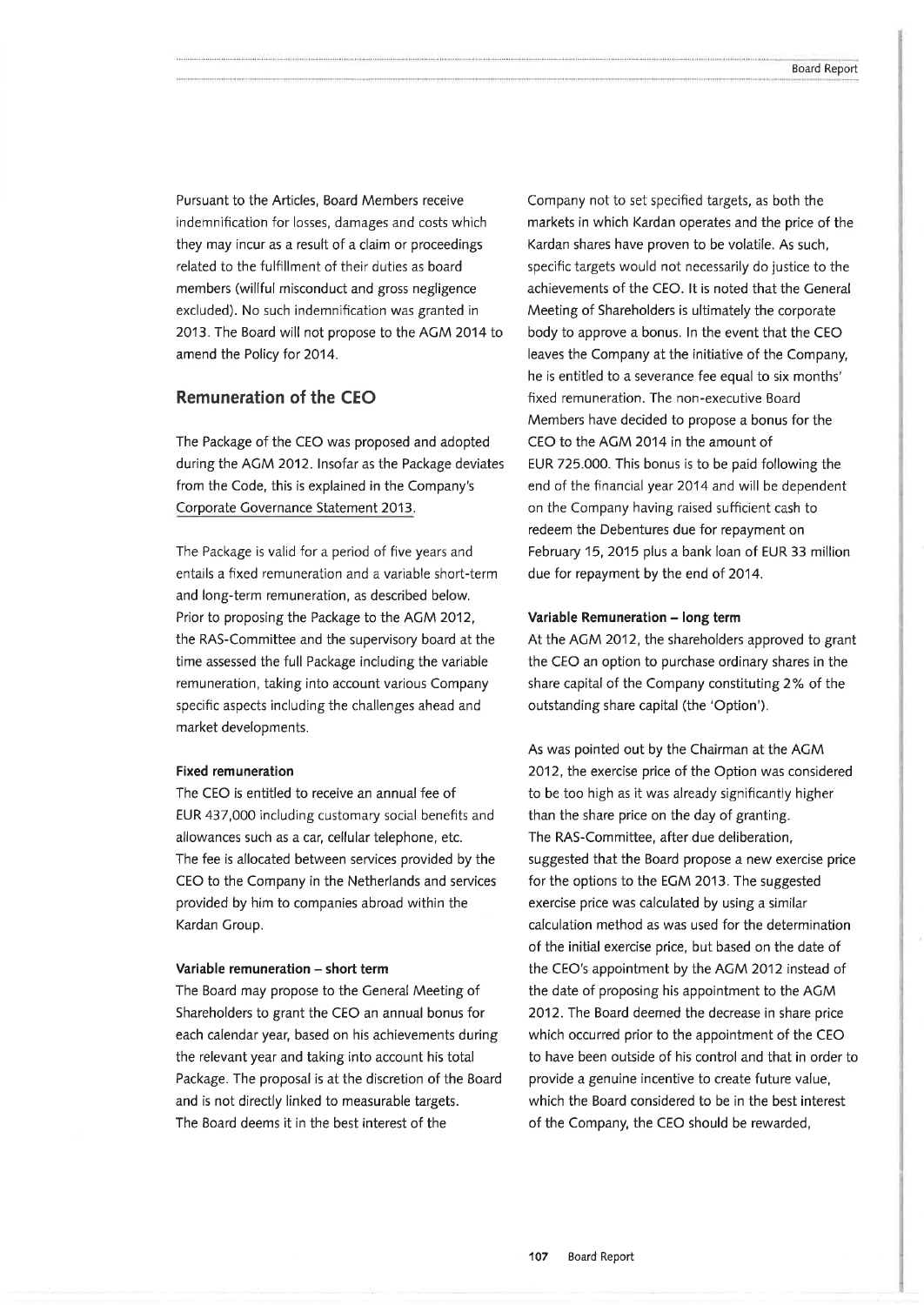Pursuant to the Articles, Board Members receive indemnification for losses, damages and costs which they may incur as a result of a claim or proceedings related to the fulfillment of their duties as board members (willful misconduct and gross negligence excluded). No such indemnification was granted in 2013. The Board will not propose to the AGM 2014 to amend the Policy for 2014.

## Remuneration of the CEO

The Package of the CEO was proposed and adopted during the AGM 2012. Insofar as the Package deviates from the Code, this is explained in the Company's Corporate Governance Statement 2013.

The Package is valid for a period of five years and entails a fixed remuneration and a variable short-term and long-term remuneration, as described below. Prior to proposing the Package to the AGM 2012, the RAS-Committee and the supervisory board at the time assessed the full Package including the variable remuneration, taking into account various Company specific aspects including the challenges ahead and market developments.

**Fixed remuneration**

The CEO is entitled to receive an annual fee of EUR 437,000 including customary social benefits and allowances such as a car, cellular telephone, etc. The fee is allocated between services provided by the CEO to the Company in the Netherlands and services provided by him to companies abroad within the Kardan Group.

**Variable remuneration – short term**

The Board may propose to the General Meeting of Shareholders to grant the CEO an annual bonus for each calendar year, based on his achievements during the relevant year and taking into account his total Package. The proposal is at the discretion of the Board and is not directly linked to measurable targets. The Board deems it in the best interest of the Company not to set specified targets, as both the markets in which Kardan operates and the price of the Kardan shares have proven to be volatile. As such, specific targets would not necessarily do justice to the achievements of the CEO. It is noted that the General Meeting of Shareholders is ultimately the corporate body to approve a bonus. In the event that the CEO leaves the Company at the initiative of the Company, he is entitled to a severance fee equal to six months' fixed remuneration. The non-executive Board Members have decided to propose a bonus for the CEO to the AGM 2014 in the amount of EUR 725.000. This bonus is to be paid following the end of the financial year 2014 and will be dependent on the Company having raised sufficient cash to redeem the Debentures due for repayment on February 15, 2015 plus a bank loan of EUR 33 million due for repayment by the end of 2014.

**Variable Remuneration – long term**

At the AGM 2012, the shareholders approved to grant the CEO an option to purchase ordinary shares in the share capital of the Company constituting 2% of the outstanding share capital (the 'Option').

As was pointed out by the Chairman at the AGM 2012, the exercise price of the Option was considered to be too high as it was already significantly higher than the share price on the day of granting. The RAS-Committee, after due deliberation, suggested that the Board propose a new exercise price for the options to the EGM 2013. The suggested exercise price was calculated by using a similar calculation method as was used for the determination of the initial exercise price, but based on the date of the CEO's appointment by the AGM 2012 instead of the date of proposing his appointment to the AGM 2012. The Board deemed the decrease in share price which occurred prior to the appointment of the CEO to have been outside of his control and that in order to provide a genuine incentive to create future value, which the Board considered to be in the best interest of the Company, the CEO should be rewarded,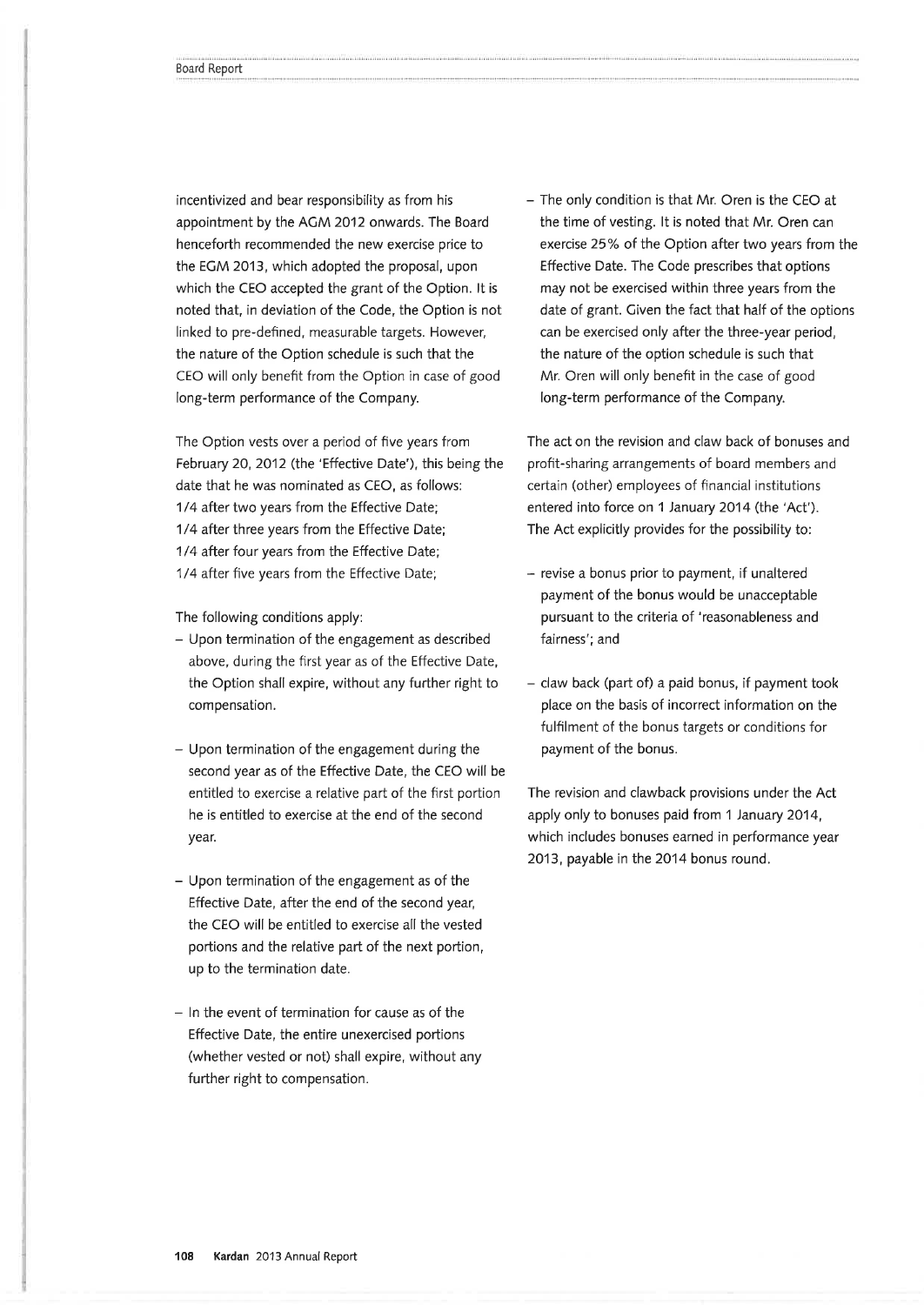incentivized and bear responsibility as from his appointment by the AGM 2012 onwards. The Board henceforth recommended the new exercise price to the EGM 2013, which adopted the proposal, upon which the CEO accepted the grant of the Option. It is noted that, in deviation of the Code, the Option is not linked to pre-defined, measurable targets. However, the nature of the Option schedule is such that the CEO will only benefit from the Option in case of good long-term performance of the Company.

The Option vests over a period of five years from February 20, 2012 (the 'Effective Date'), this being the date that he was nominated as CEO, as follows:
1/4 after two years from the Effective Date;
1/4 after three years from the Effective Date;
1/4 after four years from the Effective Date;
1/4 after five years from the Effective Date;

The following conditions apply:

- Upon termination of the engagement as described above, during the first year as of the Effective Date, the Option shall expire, without any further right to compensation.
- Upon termination of the engagement during the second year as of the Effective Date, the CEO will be entitled to exercise a relative part of the first portion he is entitled to exercise at the end of the second year.
- Upon termination of the engagement as of the Effective Date, after the end of the second year, the CEO will be entitled to exercise all the vested portions and the relative part of the next portion, up to the termination date.
- In the event of termination for cause as of the Effective Date, the entire unexercised portions (whether vested or not) shall expire, without any further right to compensation.
- The only condition is that Mr. Oren is the CEO at the time of vesting. It is noted that Mr. Oren can exercise 25% of the Option after two years from the Effective Date. The Code prescribes that options may not be exercised within three years from the date of grant. Given the fact that half of the options can be exercised only after the three-year period, the nature of the option schedule is such that Mr. Oren will only benefit in the case of good long-term performance of the Company.

The act on the revision and claw back of bonuses and profit-sharing arrangements of board members and certain (other) employees of financial institutions entered into force on 1 January 2014 (the 'Act'). The Act explicitly provides for the possibility to:

- revise a bonus prior to payment, if unaltered payment of the bonus would be unacceptable pursuant to the criteria of 'reasonableness and fairness'; and
- claw back (part of) a paid bonus, if payment took place on the basis of incorrect information on the fulfilment of the bonus targets or conditions for payment of the bonus.

The revision and clawback provisions under the Act apply only to bonuses paid from 1 January 2014, which includes bonuses earned in performance year 2013, payable in the 2014 bonus round.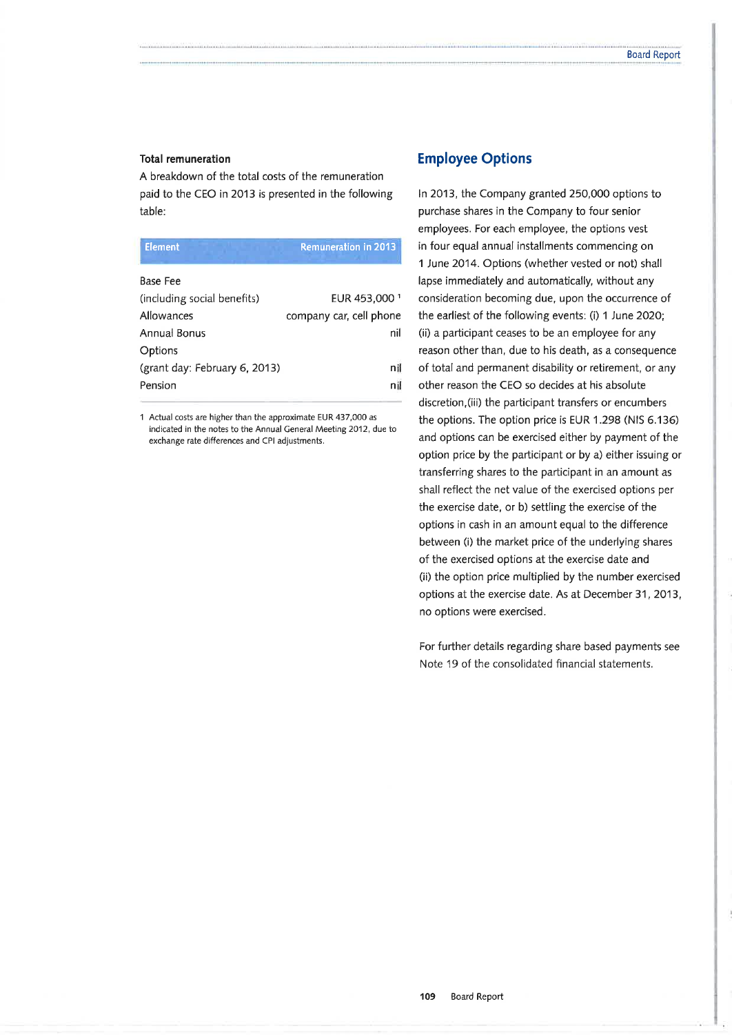**Total remuneration**

A breakdown of the total costs of the remuneration paid to the CEO in 2013 is presented in the following table:

| Element | Remuneration in 2013 |
| --- | --- |
| Base Fee (including social benefits) | EUR 453,000 [1] |
| Allowances | company car, cell phone |
| Annual Bonus | nil |
| Options (grant day: February 6, 2013) | nil |
| Pension | nil |

1 Actual costs are higher than the approximate EUR 437,000 as indicated in the notes to the Annual General Meeting 2012, due to exchange rate differences and CPI adjustments.

## Employee Options

In 2013, the Company granted 250,000 options to purchase shares in the Company to four senior employees. For each employee, the options vest in four equal annual installments commencing on 1 June 2014. Options (whether vested or not) shall lapse immediately and automatically, without any consideration becoming due, upon the occurrence of the earliest of the following events: (i) 1 June 2020; (ii) a participant ceases to be an employee for any reason other than, due to his death, as a consequence of total and permanent disability or retirement, or any other reason the CEO so decides at his absolute discretion,(iii) the participant transfers or encumbers the options. The option price is EUR 1.298 (NIS 6.136) and options can be exercised either by payment of the option price by the participant or by a) either issuing or transferring shares to the participant in an amount as shall reflect the net value of the exercised options per the exercise date, or b) settling the exercise of the options in cash in an amount equal to the difference between (i) the market price of the underlying shares of the exercised options at the exercise date and (ii) the option price multiplied by the number exercised options at the exercise date. As at December 31, 2013, no options were exercised.

For further details regarding share based payments see Note 19 of the consolidated financial statements.